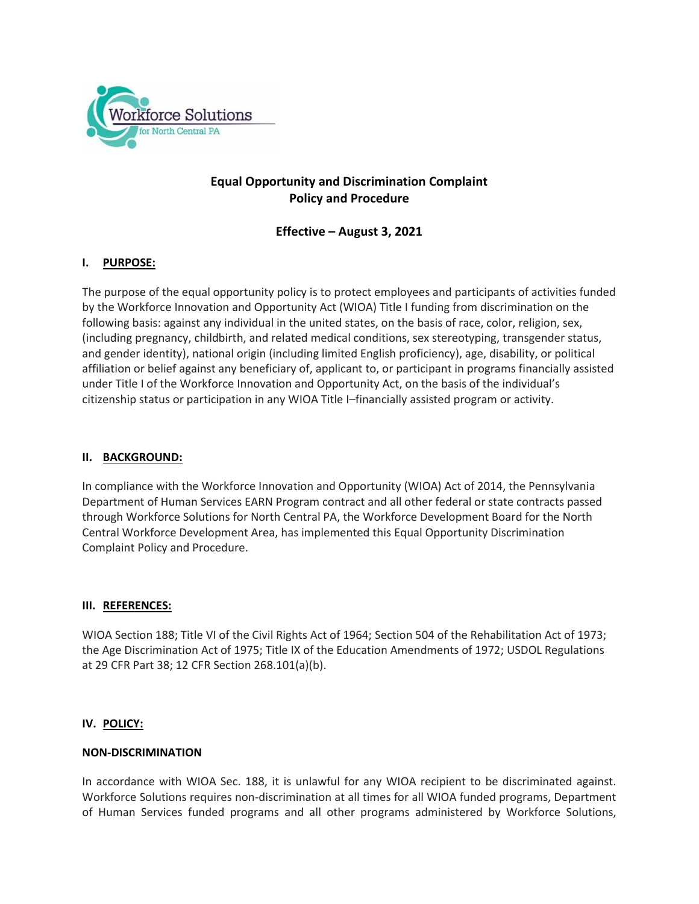# Equal Opportunity and Discrimination Complaint Policy and Procedure

**Effective – August 3, 2021**

## I. PURPOSE:

The purpose of the equal opportunity policy is to protect employees and participants of activities funded by the Workforce Innovation and Opportunity Act (WIOA) Title I funding from discrimination on the following basis: against any individual in the united states, on the basis of race, color, religion, sex, (including pregnancy, childbirth, and related medical conditions, sex stereotyping, transgender status, and gender identity), national origin (including limited English proficiency), age, disability, or political affiliation or belief against any beneficiary of, applicant to, or participant in programs financially assisted under Title I of the Workforce Innovation and Opportunity Act, on the basis of the individual's citizenship status or participation in any WIOA Title I–financially assisted program or activity.

## II. BACKGROUND:

In compliance with the Workforce Innovation and Opportunity (WIOA) Act of 2014, the Pennsylvania Department of Human Services EARN Program contract and all other federal or state contracts passed through Workforce Solutions for North Central PA, the Workforce Development Board for the North Central Workforce Development Area, has implemented this Equal Opportunity Discrimination Complaint Policy and Procedure.

## III. REFERENCES:

WIOA Section 188; Title VI of the Civil Rights Act of 1964; Section 504 of the Rehabilitation Act of 1973; the Age Discrimination Act of 1975; Title IX of the Education Amendments of 1972; USDOL Regulations at 29 CFR Part 38; 12 CFR Section 268.101(a)(b).

## IV. POLICY:

### NON-DISCRIMINATION

In accordance with WIOA Sec. 188, it is unlawful for any WIOA recipient to be discriminated against. Workforce Solutions requires non-discrimination at all times for all WIOA funded programs, Department of Human Services funded programs and all other programs administered by Workforce Solutions,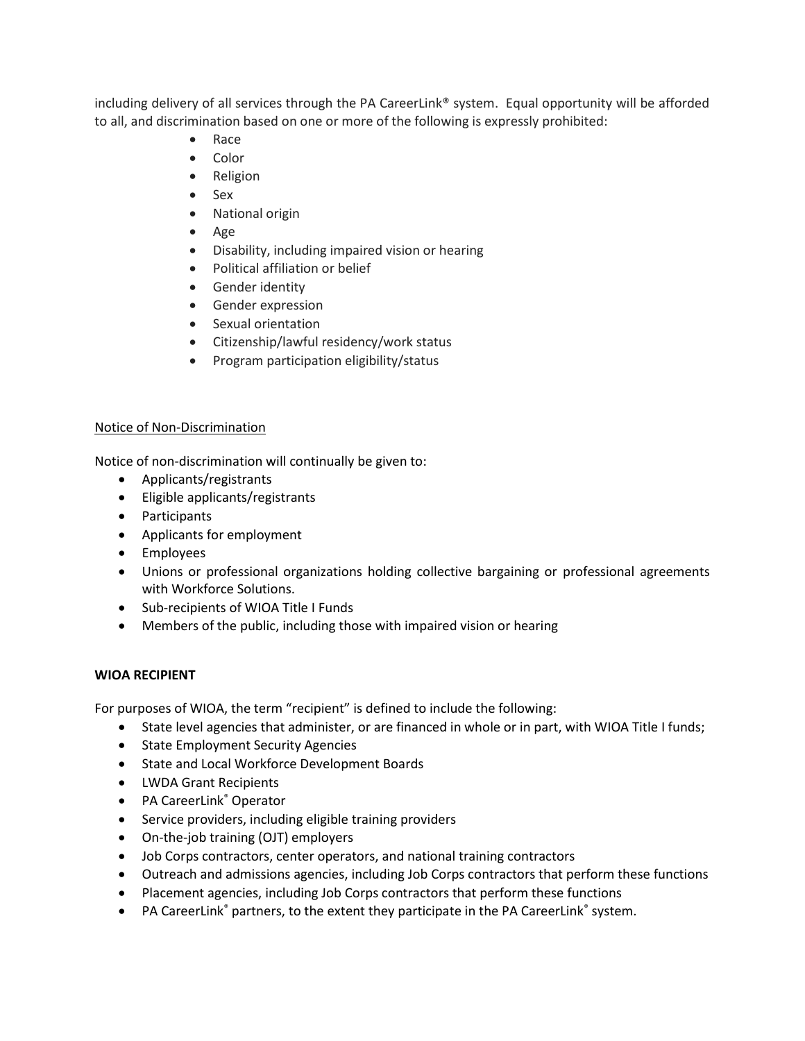including delivery of all services through the PA CareerLink® system. Equal opportunity will be afforded to all, and discrimination based on one or more of the following is expressly prohibited:

- Race
- Color
- Religion
- Sex
- National origin
- Age
- Disability, including impaired vision or hearing
- Political affiliation or belief
- Gender identity
- Gender expression
- Sexual orientation
- Citizenship/lawful residency/work status
- Program participation eligibility/status

Notice of Non-Discrimination

Notice of non-discrimination will continually be given to:

- Applicants/registrants
- Eligible applicants/registrants
- Participants
- Applicants for employment
- Employees
- Unions or professional organizations holding collective bargaining or professional agreements with Workforce Solutions.
- Sub-recipients of WIOA Title I Funds
- Members of the public, including those with impaired vision or hearing

**WIOA RECIPIENT**

For purposes of WIOA, the term "recipient" is defined to include the following:

- State level agencies that administer, or are financed in whole or in part, with WIOA Title I funds;
- State Employment Security Agencies
- State and Local Workforce Development Boards
- LWDA Grant Recipients
- PA CareerLink® Operator
- Service providers, including eligible training providers
- On-the-job training (OJT) employers
- Job Corps contractors, center operators, and national training contractors
- Outreach and admissions agencies, including Job Corps contractors that perform these functions
- Placement agencies, including Job Corps contractors that perform these functions
- PA CareerLink® partners, to the extent they participate in the PA CareerLink® system.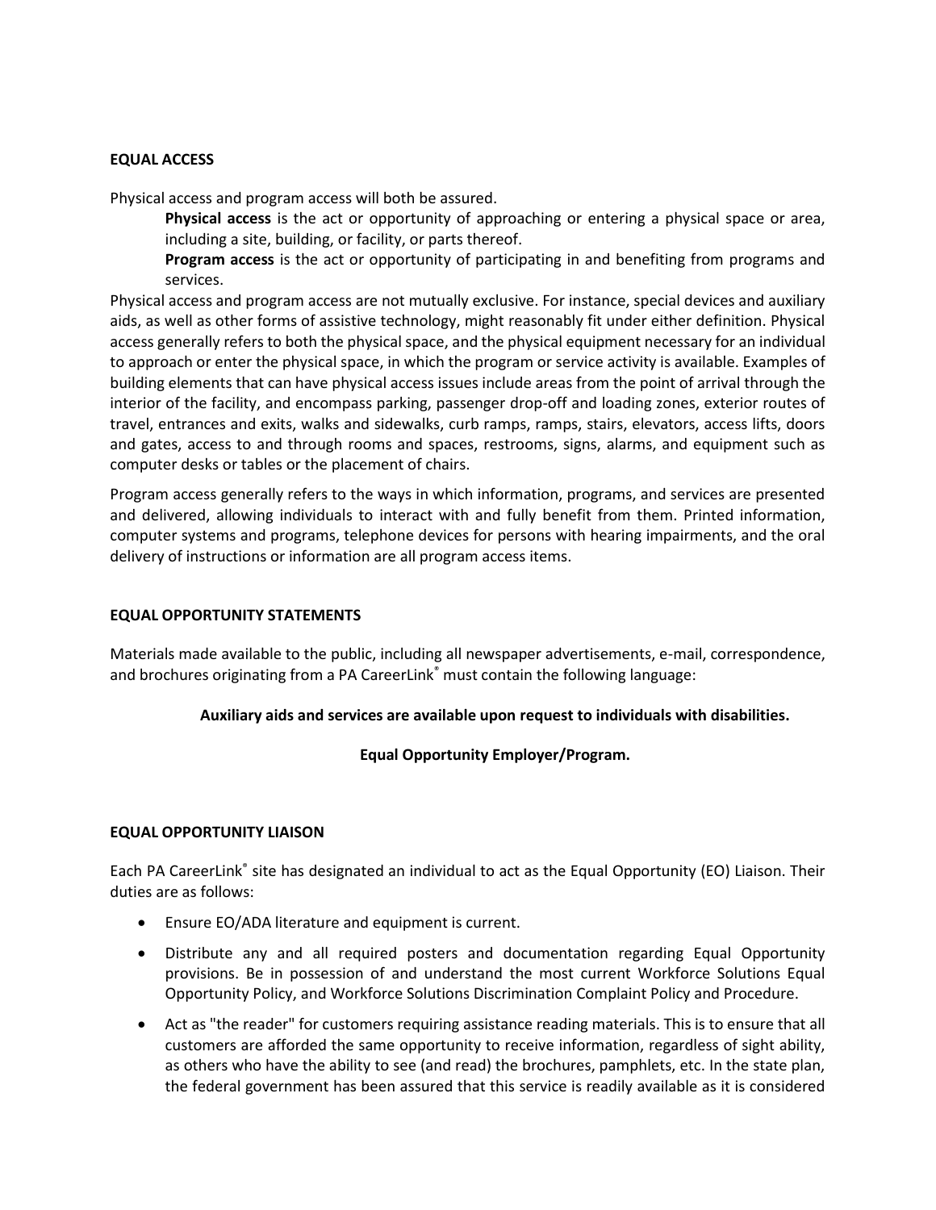## EQUAL ACCESS

Physical access and program access will both be assured.

> **Physical access** is the act or opportunity of approaching or entering a physical space or area, including a site, building, or facility, or parts thereof.
>
> **Program access** is the act or opportunity of participating in and benefiting from programs and services.

Physical access and program access are not mutually exclusive. For instance, special devices and auxiliary aids, as well as other forms of assistive technology, might reasonably fit under either definition. Physical access generally refers to both the physical space, and the physical equipment necessary for an individual to approach or enter the physical space, in which the program or service activity is available. Examples of building elements that can have physical access issues include areas from the point of arrival through the interior of the facility, and encompass parking, passenger drop-off and loading zones, exterior routes of travel, entrances and exits, walks and sidewalks, curb ramps, ramps, stairs, elevators, access lifts, doors and gates, access to and through rooms and spaces, restrooms, signs, alarms, and equipment such as computer desks or tables or the placement of chairs.

Program access generally refers to the ways in which information, programs, and services are presented and delivered, allowing individuals to interact with and fully benefit from them. Printed information, computer systems and programs, telephone devices for persons with hearing impairments, and the oral delivery of instructions or information are all program access items.

## EQUAL OPPORTUNITY STATEMENTS

Materials made available to the public, including all newspaper advertisements, e-mail, correspondence, and brochures originating from a PA CareerLink® must contain the following language:

**Auxiliary aids and services are available upon request to individuals with disabilities.**

**Equal Opportunity Employer/Program.**

## EQUAL OPPORTUNITY LIAISON

Each PA CareerLink® site has designated an individual to act as the Equal Opportunity (EO) Liaison. Their duties are as follows:

- Ensure EO/ADA literature and equipment is current.
- Distribute any and all required posters and documentation regarding Equal Opportunity provisions. Be in possession of and understand the most current Workforce Solutions Equal Opportunity Policy, and Workforce Solutions Discrimination Complaint Policy and Procedure.
- Act as "the reader" for customers requiring assistance reading materials. This is to ensure that all customers are afforded the same opportunity to receive information, regardless of sight ability, as others who have the ability to see (and read) the brochures, pamphlets, etc. In the state plan, the federal government has been assured that this service is readily available as it is considered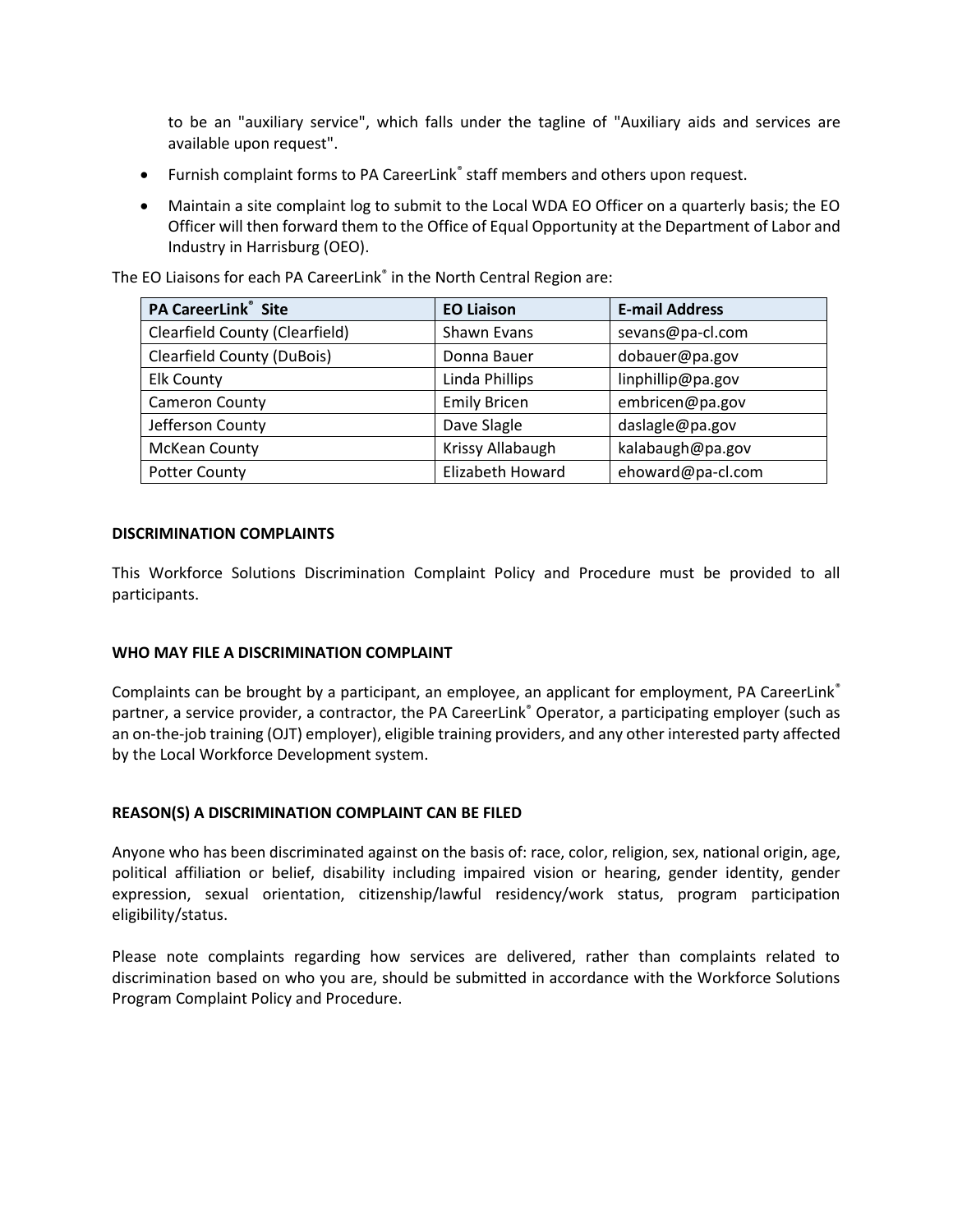to be an "auxiliary service", which falls under the tagline of "Auxiliary aids and services are available upon request".

- Furnish complaint forms to PA CareerLink® staff members and others upon request.
- Maintain a site complaint log to submit to the Local WDA EO Officer on a quarterly basis; the EO Officer will then forward them to the Office of Equal Opportunity at the Department of Labor and Industry in Harrisburg (OEO).

The EO Liaisons for each PA CareerLink® in the North Central Region are:

| PA CareerLink® Site | EO Liaison | E-mail Address |
|---|---|---|
| Clearfield County (Clearfield) | Shawn Evans | sevans@pa-cl.com |
| Clearfield County (DuBois) | Donna Bauer | dobauer@pa.gov |
| Elk County | Linda Phillips | linphillip@pa.gov |
| Cameron County | Emily Bricen | embricen@pa.gov |
| Jefferson County | Dave Slagle | daslagle@pa.gov |
| McKean County | Krissy Allabaugh | kalabaugh@pa.gov |
| Potter County | Elizabeth Howard | ehoward@pa-cl.com |

**DISCRIMINATION COMPLAINTS**

This Workforce Solutions Discrimination Complaint Policy and Procedure must be provided to all participants.

**WHO MAY FILE A DISCRIMINATION COMPLAINT**

Complaints can be brought by a participant, an employee, an applicant for employment, PA CareerLink® partner, a service provider, a contractor, the PA CareerLink® Operator, a participating employer (such as an on-the-job training (OJT) employer), eligible training providers, and any other interested party affected by the Local Workforce Development system.

**REASON(S) A DISCRIMINATION COMPLAINT CAN BE FILED**

Anyone who has been discriminated against on the basis of: race, color, religion, sex, national origin, age, political affiliation or belief, disability including impaired vision or hearing, gender identity, gender expression, sexual orientation, citizenship/lawful residency/work status, program participation eligibility/status.

Please note complaints regarding how services are delivered, rather than complaints related to discrimination based on who you are, should be submitted in accordance with the Workforce Solutions Program Complaint Policy and Procedure.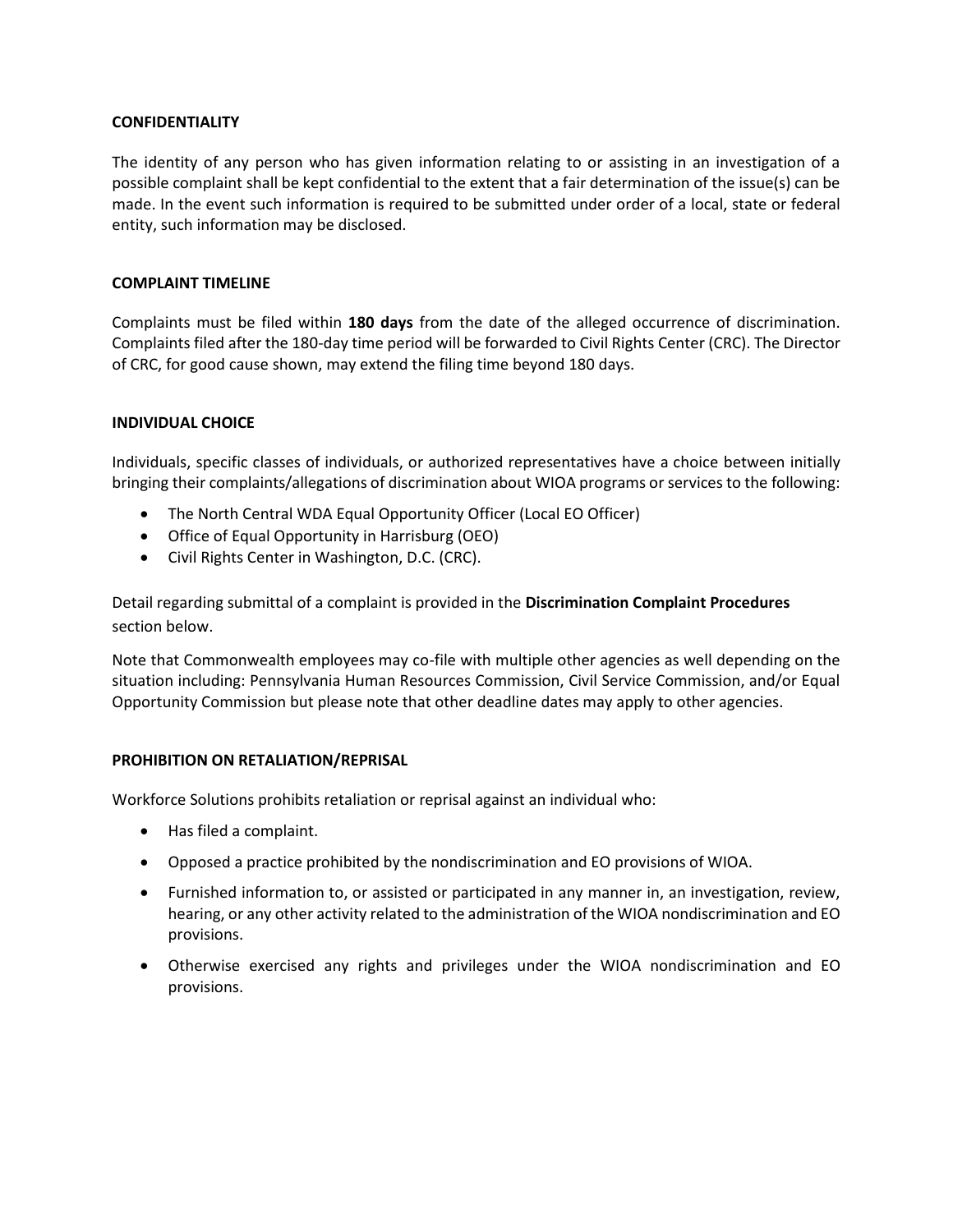**CONFIDENTIALITY**

The identity of any person who has given information relating to or assisting in an investigation of a possible complaint shall be kept confidential to the extent that a fair determination of the issue(s) can be made. In the event such information is required to be submitted under order of a local, state or federal entity, such information may be disclosed.

**COMPLAINT TIMELINE**

Complaints must be filed within **180 days** from the date of the alleged occurrence of discrimination. Complaints filed after the 180-day time period will be forwarded to Civil Rights Center (CRC). The Director of CRC, for good cause shown, may extend the filing time beyond 180 days.

**INDIVIDUAL CHOICE**

Individuals, specific classes of individuals, or authorized representatives have a choice between initially bringing their complaints/allegations of discrimination about WIOA programs or services to the following:

- The North Central WDA Equal Opportunity Officer (Local EO Officer)
- Office of Equal Opportunity in Harrisburg (OEO)
- Civil Rights Center in Washington, D.C. (CRC).

Detail regarding submittal of a complaint is provided in the **Discrimination Complaint Procedures** section below.

Note that Commonwealth employees may co-file with multiple other agencies as well depending on the situation including: Pennsylvania Human Resources Commission, Civil Service Commission, and/or Equal Opportunity Commission but please note that other deadline dates may apply to other agencies.

**PROHIBITION ON RETALIATION/REPRISAL**

Workforce Solutions prohibits retaliation or reprisal against an individual who:

- Has filed a complaint.
- Opposed a practice prohibited by the nondiscrimination and EO provisions of WIOA.
- Furnished information to, or assisted or participated in any manner in, an investigation, review, hearing, or any other activity related to the administration of the WIOA nondiscrimination and EO provisions.
- Otherwise exercised any rights and privileges under the WIOA nondiscrimination and EO provisions.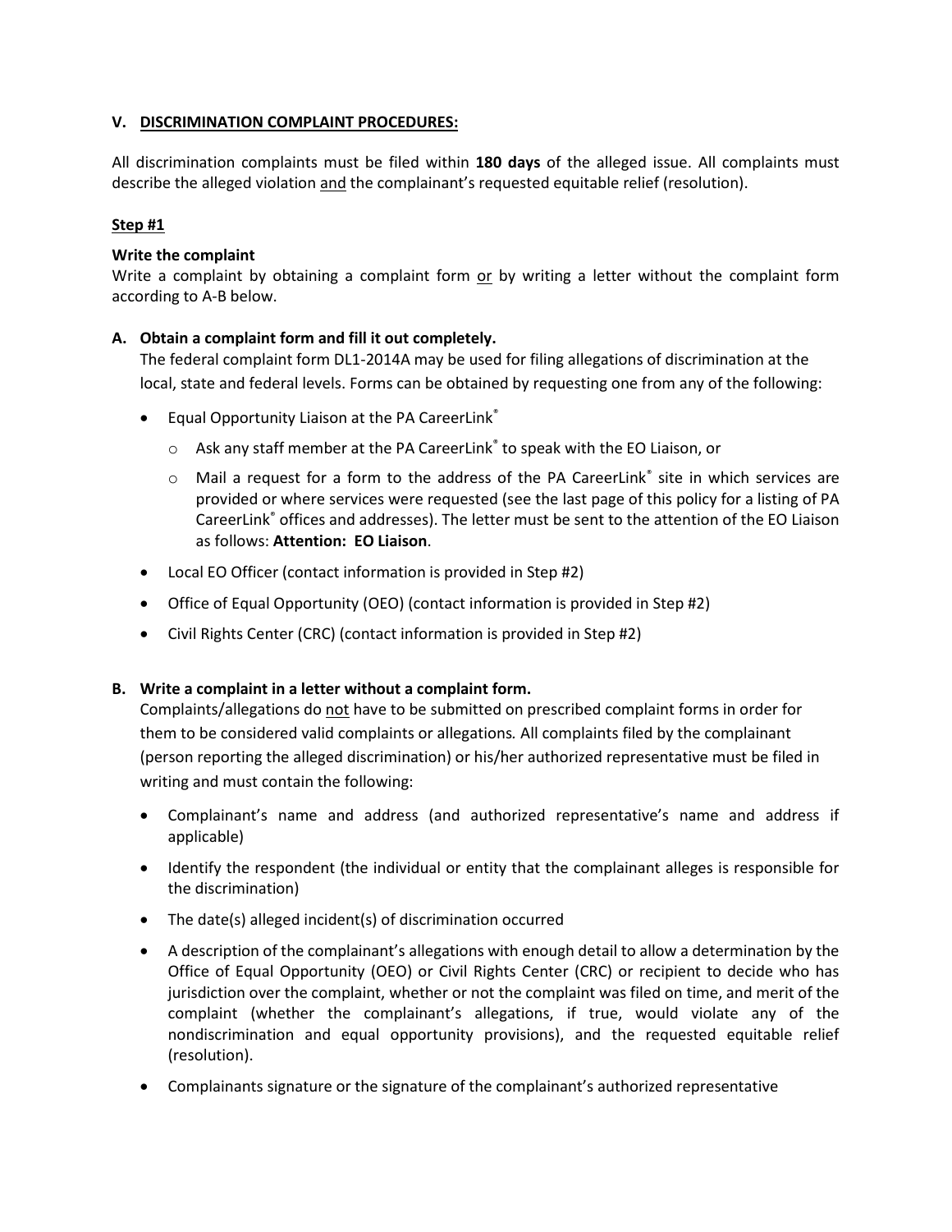## V. DISCRIMINATION COMPLAINT PROCEDURES:

All discrimination complaints must be filed within **180 days** of the alleged issue. All complaints must describe the alleged violation and the complainant's requested equitable relief (resolution).

### Step #1

**Write the complaint**

Write a complaint by obtaining a complaint form or by writing a letter without the complaint form according to A-B below.

**A. Obtain a complaint form and fill it out completely.**

The federal complaint form DL1-2014A may be used for filing allegations of discrimination at the local, state and federal levels. Forms can be obtained by requesting one from any of the following:

- Equal Opportunity Liaison at the PA CareerLink®
  - Ask any staff member at the PA CareerLink® to speak with the EO Liaison, or
  - Mail a request for a form to the address of the PA CareerLink® site in which services are provided or where services were requested (see the last page of this policy for a listing of PA CareerLink® offices and addresses). The letter must be sent to the attention of the EO Liaison as follows: **Attention: EO Liaison**.
- Local EO Officer (contact information is provided in Step #2)
- Office of Equal Opportunity (OEO) (contact information is provided in Step #2)
- Civil Rights Center (CRC) (contact information is provided in Step #2)

**B. Write a complaint in a letter without a complaint form.**

Complaints/allegations do not have to be submitted on prescribed complaint forms in order for them to be considered valid complaints or allegations. All complaints filed by the complainant (person reporting the alleged discrimination) or his/her authorized representative must be filed in writing and must contain the following:

- Complainant's name and address (and authorized representative's name and address if applicable)
- Identify the respondent (the individual or entity that the complainant alleges is responsible for the discrimination)
- The date(s) alleged incident(s) of discrimination occurred
- A description of the complainant's allegations with enough detail to allow a determination by the Office of Equal Opportunity (OEO) or Civil Rights Center (CRC) or recipient to decide who has jurisdiction over the complaint, whether or not the complaint was filed on time, and merit of the complaint (whether the complainant's allegations, if true, would violate any of the nondiscrimination and equal opportunity provisions), and the requested equitable relief (resolution).
- Complainants signature or the signature of the complainant's authorized representative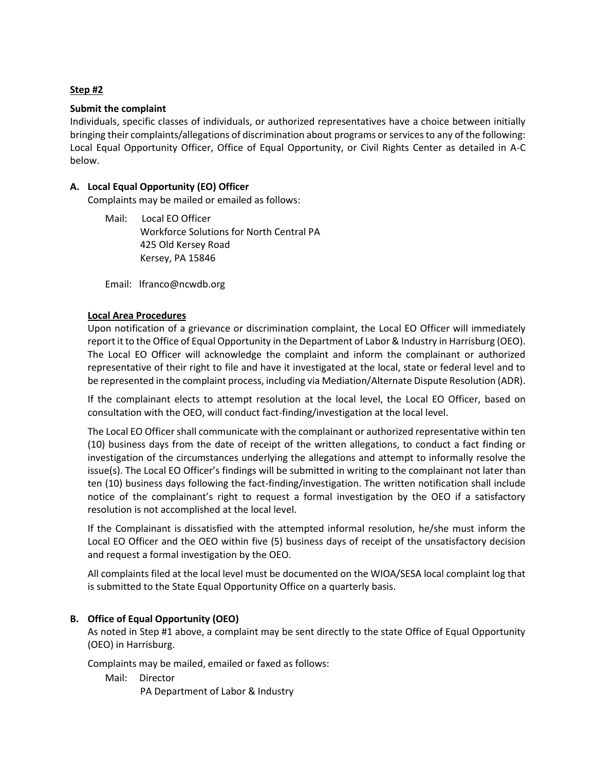**Step #2**

**Submit the complaint**

Individuals, specific classes of individuals, or authorized representatives have a choice between initially bringing their complaints/allegations of discrimination about programs or services to any of the following: Local Equal Opportunity Officer, Office of Equal Opportunity, or Civil Rights Center as detailed in A-C below.

**A. Local Equal Opportunity (EO) Officer**

Complaints may be mailed or emailed as follows:

Mail: Local EO Officer
Workforce Solutions for North Central PA
425 Old Kersey Road
Kersey, PA 15846

Email: lfranco@ncwdb.org

**Local Area Procedures**

Upon notification of a grievance or discrimination complaint, the Local EO Officer will immediately report it to the Office of Equal Opportunity in the Department of Labor & Industry in Harrisburg (OEO). The Local EO Officer will acknowledge the complaint and inform the complainant or authorized representative of their right to file and have it investigated at the local, state or federal level and to be represented in the complaint process, including via Mediation/Alternate Dispute Resolution (ADR).

If the complainant elects to attempt resolution at the local level, the Local EO Officer, based on consultation with the OEO, will conduct fact-finding/investigation at the local level.

The Local EO Officer shall communicate with the complainant or authorized representative within ten (10) business days from the date of receipt of the written allegations, to conduct a fact finding or investigation of the circumstances underlying the allegations and attempt to informally resolve the issue(s). The Local EO Officer's findings will be submitted in writing to the complainant not later than ten (10) business days following the fact-finding/investigation. The written notification shall include notice of the complainant's right to request a formal investigation by the OEO if a satisfactory resolution is not accomplished at the local level.

If the Complainant is dissatisfied with the attempted informal resolution, he/she must inform the Local EO Officer and the OEO within five (5) business days of receipt of the unsatisfactory decision and request a formal investigation by the OEO.

All complaints filed at the local level must be documented on the WIOA/SESA local complaint log that is submitted to the State Equal Opportunity Office on a quarterly basis.

**B. Office of Equal Opportunity (OEO)**

As noted in Step #1 above, a complaint may be sent directly to the state Office of Equal Opportunity (OEO) in Harrisburg.

Complaints may be mailed, emailed or faxed as follows:

Mail: Director
PA Department of Labor & Industry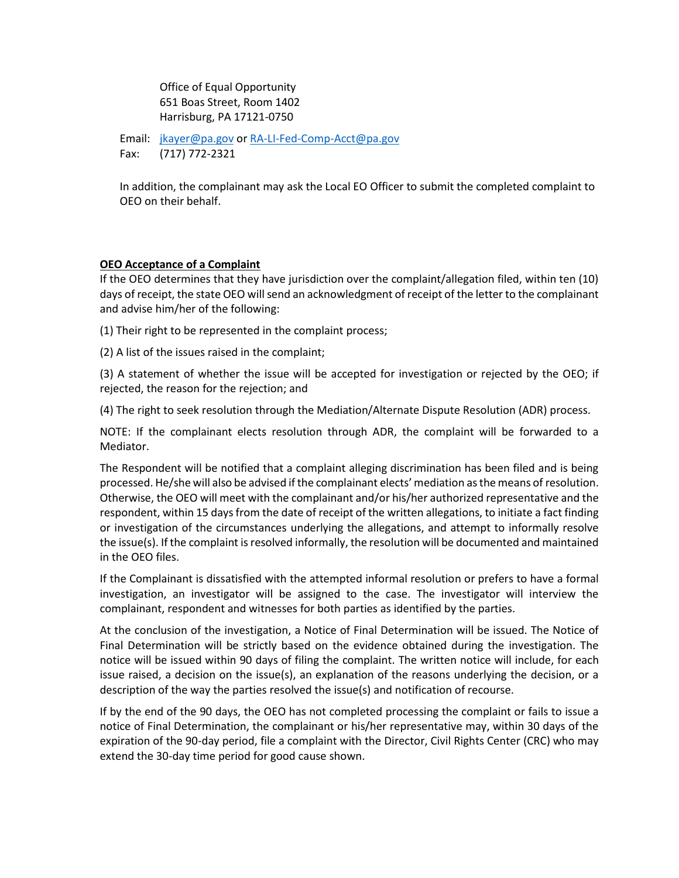Office of Equal Opportunity
651 Boas Street, Room 1402
Harrisburg, PA 17121-0750

Email: jkayer@pa.gov or RA-LI-Fed-Comp-Acct@pa.gov
Fax: (717) 772-2321

In addition, the complainant may ask the Local EO Officer to submit the completed complaint to OEO on their behalf.

**OEO Acceptance of a Complaint**

If the OEO determines that they have jurisdiction over the complaint/allegation filed, within ten (10) days of receipt, the state OEO will send an acknowledgment of receipt of the letter to the complainant and advise him/her of the following:

(1) Their right to be represented in the complaint process;

(2) A list of the issues raised in the complaint;

(3) A statement of whether the issue will be accepted for investigation or rejected by the OEO; if rejected, the reason for the rejection; and

(4) The right to seek resolution through the Mediation/Alternate Dispute Resolution (ADR) process.

NOTE: If the complainant elects resolution through ADR, the complaint will be forwarded to a Mediator.

The Respondent will be notified that a complaint alleging discrimination has been filed and is being processed. He/she will also be advised if the complainant elects' mediation as the means of resolution. Otherwise, the OEO will meet with the complainant and/or his/her authorized representative and the respondent, within 15 days from the date of receipt of the written allegations, to initiate a fact finding or investigation of the circumstances underlying the allegations, and attempt to informally resolve the issue(s). If the complaint is resolved informally, the resolution will be documented and maintained in the OEO files.

If the Complainant is dissatisfied with the attempted informal resolution or prefers to have a formal investigation, an investigator will be assigned to the case. The investigator will interview the complainant, respondent and witnesses for both parties as identified by the parties.

At the conclusion of the investigation, a Notice of Final Determination will be issued. The Notice of Final Determination will be strictly based on the evidence obtained during the investigation. The notice will be issued within 90 days of filing the complaint. The written notice will include, for each issue raised, a decision on the issue(s), an explanation of the reasons underlying the decision, or a description of the way the parties resolved the issue(s) and notification of recourse.

If by the end of the 90 days, the OEO has not completed processing the complaint or fails to issue a notice of Final Determination, the complainant or his/her representative may, within 30 days of the expiration of the 90-day period, file a complaint with the Director, Civil Rights Center (CRC) who may extend the 30-day time period for good cause shown.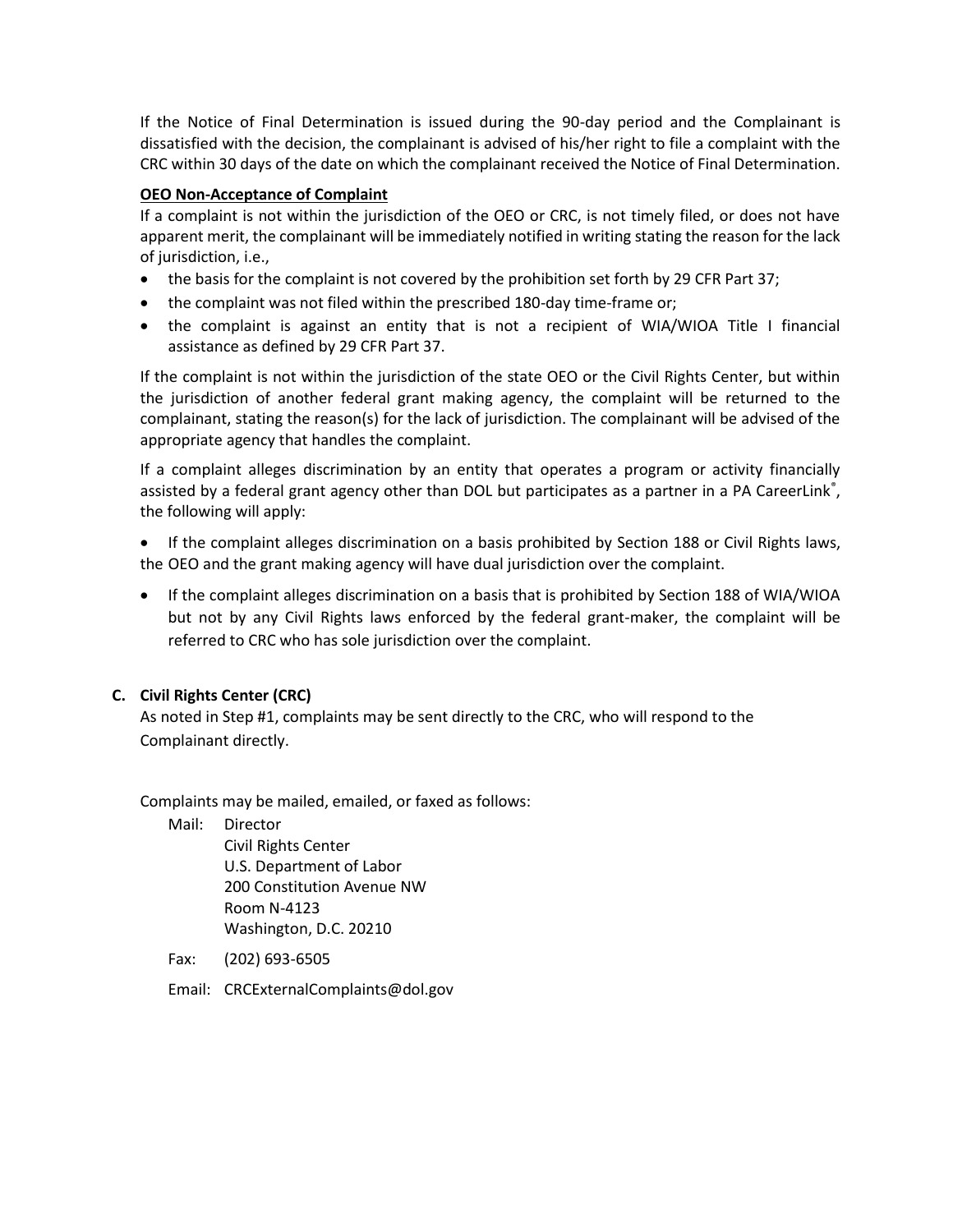If the Notice of Final Determination is issued during the 90-day period and the Complainant is dissatisfied with the decision, the complainant is advised of his/her right to file a complaint with the CRC within 30 days of the date on which the complainant received the Notice of Final Determination.

**OEO Non-Acceptance of Complaint**

If a complaint is not within the jurisdiction of the OEO or CRC, is not timely filed, or does not have apparent merit, the complainant will be immediately notified in writing stating the reason for the lack of jurisdiction, i.e.,

- the basis for the complaint is not covered by the prohibition set forth by 29 CFR Part 37;
- the complaint was not filed within the prescribed 180-day time-frame or;
- the complaint is against an entity that is not a recipient of WIA/WIOA Title I financial assistance as defined by 29 CFR Part 37.

If the complaint is not within the jurisdiction of the state OEO or the Civil Rights Center, but within the jurisdiction of another federal grant making agency, the complaint will be returned to the complainant, stating the reason(s) for the lack of jurisdiction. The complainant will be advised of the appropriate agency that handles the complaint.

If a complaint alleges discrimination by an entity that operates a program or activity financially assisted by a federal grant agency other than DOL but participates as a partner in a PA CareerLink®, the following will apply:

- If the complaint alleges discrimination on a basis prohibited by Section 188 or Civil Rights laws, the OEO and the grant making agency will have dual jurisdiction over the complaint.
- If the complaint alleges discrimination on a basis that is prohibited by Section 188 of WIA/WIOA but not by any Civil Rights laws enforced by the federal grant-maker, the complaint will be referred to CRC who has sole jurisdiction over the complaint.

**C. Civil Rights Center (CRC)**

As noted in Step #1, complaints may be sent directly to the CRC, who will respond to the Complainant directly.

Complaints may be mailed, emailed, or faxed as follows:

Mail: Director
Civil Rights Center
U.S. Department of Labor
200 Constitution Avenue NW
Room N-4123
Washington, D.C. 20210

Fax: (202) 693-6505

Email: CRCExternalComplaints@dol.gov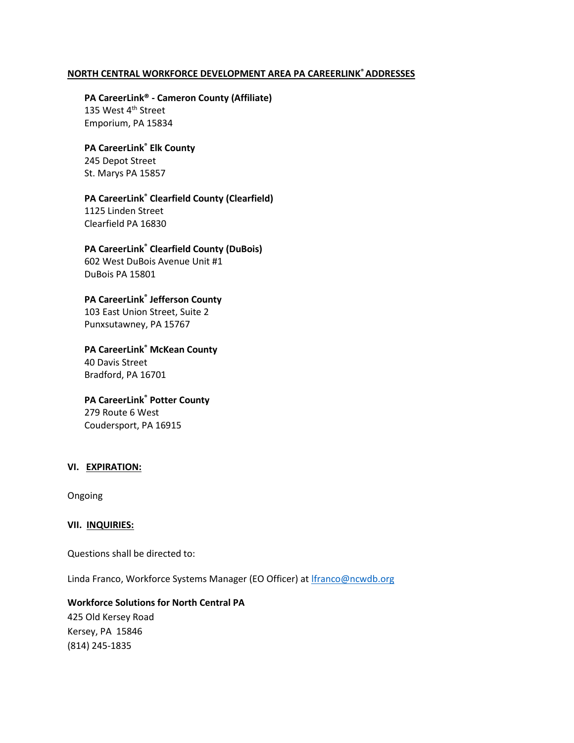**NORTH CENTRAL WORKFORCE DEVELOPMENT AREA PA CAREERLINK® ADDRESSES**

**PA CareerLink® - Cameron County (Affiliate)**
135 West 4th Street
Emporium, PA 15834

**PA CareerLink® Elk County**
245 Depot Street
St. Marys PA 15857

**PA CareerLink® Clearfield County (Clearfield)**
1125 Linden Street
Clearfield PA 16830

**PA CareerLink® Clearfield County (DuBois)**
602 West DuBois Avenue Unit #1
DuBois PA 15801

**PA CareerLink® Jefferson County**
103 East Union Street, Suite 2
Punxsutawney, PA 15767

**PA CareerLink® McKean County**
40 Davis Street
Bradford, PA 16701

**PA CareerLink® Potter County**
279 Route 6 West
Coudersport, PA 16915

**VI. EXPIRATION:**

Ongoing

**VII. INQUIRIES:**

Questions shall be directed to:

Linda Franco, Workforce Systems Manager (EO Officer) at lfranco@ncwdb.org

**Workforce Solutions for North Central PA**
425 Old Kersey Road
Kersey, PA 15846
(814) 245-1835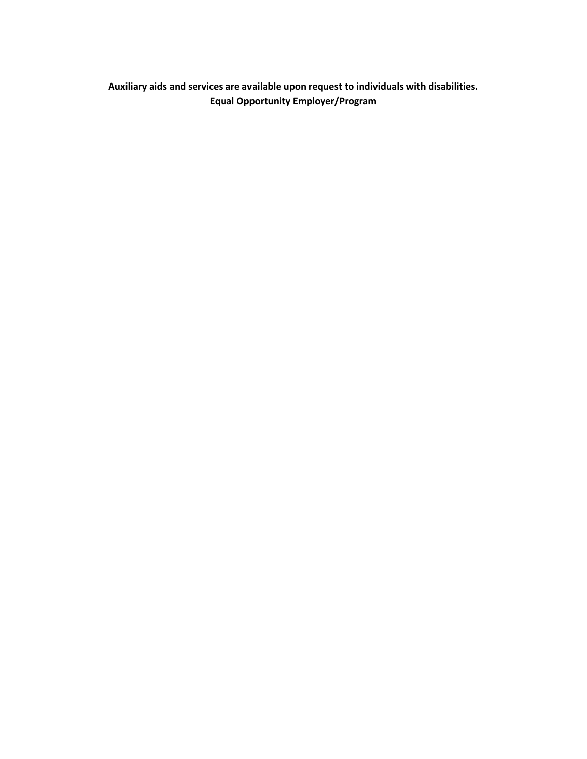**Auxiliary aids and services are available upon request to individuals with disabilities.**
**Equal Opportunity Employer/Program**